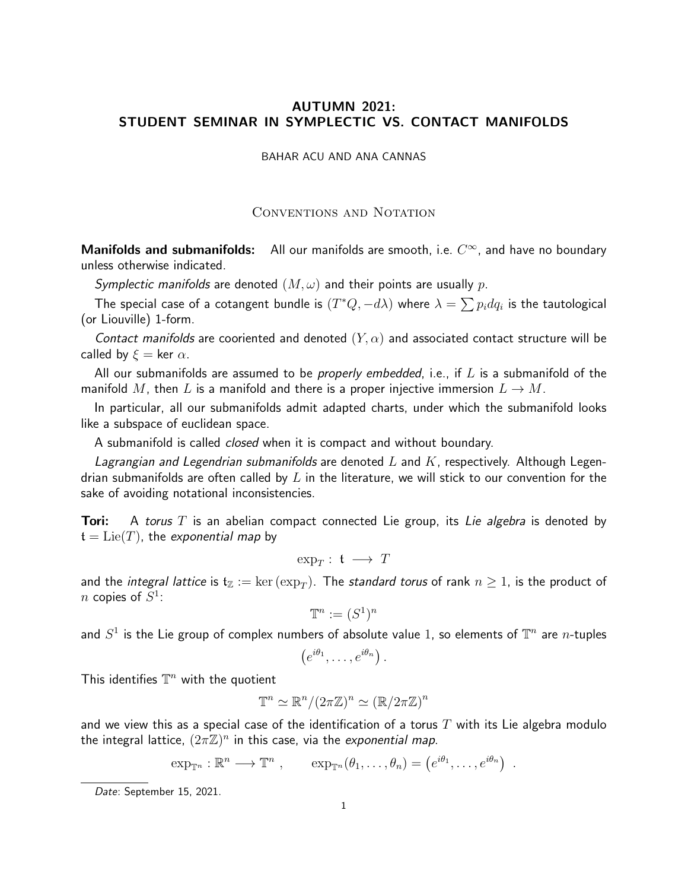# AUTUMN 2021: STUDENT SEMINAR IN SYMPLECTIC VS. CONTACT MANIFOLDS

BAHAR ACU AND ANA CANNAS

## Conventions and Notation

**Manifolds and submanifolds:** All our manifolds are smooth, i.e. $C^\infty$, and have no boundary unless otherwise indicated.

*Symplectic manifolds* are denoted $(M, \omega)$ and their points are usually $p$.

The special case of a cotangent bundle is $(T^*Q, -d\lambda)$ where $\lambda = \sum p_i dq_i$ is the tautological (or Liouville) 1-form.

*Contact manifolds* are cooriented and denoted $(Y, \alpha)$ and associated contact structure will be called by $\xi = \ker \alpha$.

All our submanifolds are assumed to be *properly embedded*, i.e., if $L$ is a submanifold of the manifold $M$, then $L$ is a manifold and there is a proper injective immersion $L \to M$.

In particular, all our submanifolds admit adapted charts, under which the submanifold looks like a subspace of euclidean space.

A submanifold is called *closed* when it is compact and without boundary.

*Lagrangian and Legendrian submanifolds* are denoted $L$ and $K$, respectively. Although Legendrian submanifolds are often called by $L$ in the literature, we will stick to our convention for the sake of avoiding notational inconsistencies.

**Tori:** A *torus* $T$ is an abelian compact connected Lie group, its *Lie algebra* is denoted by $\mathfrak{t} = \mathrm{Lie}(T)$, the *exponential map* by

$$\exp_T : \mathfrak{t} \longrightarrow T$$

and the *integral lattice* is $\mathfrak{t}_{\mathbb{Z}} := \ker(\exp_T)$. The *standard torus* of rank $n \geq 1$, is the product of $n$ copies of $S^1$:

$$\mathbb{T}^n := (S^1)^n$$

and $S^1$ is the Lie group of complex numbers of absolute value 1, so elements of $\mathbb{T}^n$ are $n$-tuples

$$\left(e^{i\theta_1}, \ldots, e^{i\theta_n}\right).$$

This identifies $\mathbb{T}^n$ with the quotient

$$\mathbb{T}^n \simeq \mathbb{R}^n / (2\pi\mathbb{Z})^n \simeq (\mathbb{R}/2\pi\mathbb{Z})^n$$

and we view this as a special case of the identification of a torus $T$ with its Lie algebra modulo the integral lattice, $(2\pi\mathbb{Z})^n$ in this case, via the *exponential map*.

$$\exp_{\mathbb{T}^n} : \mathbb{R}^n \longrightarrow \mathbb{T}^n , \qquad \exp_{\mathbb{T}^n}(\theta_1, \ldots, \theta_n) = \left(e^{i\theta_1}, \ldots, e^{i\theta_n}\right) .$$

*Date*: September 15, 2021.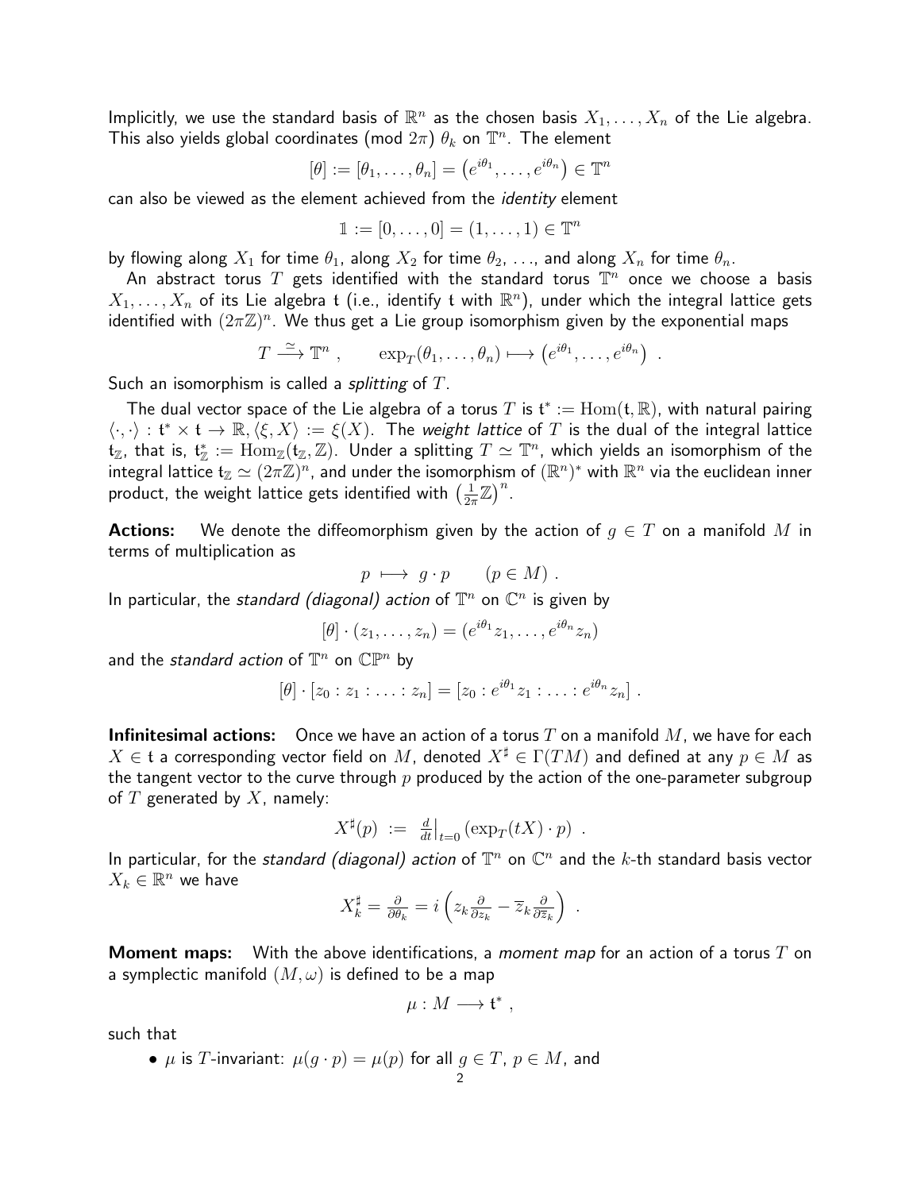Implicitly, we use the standard basis of $\mathbb{R}^n$ as the chosen basis $X_1, \ldots, X_n$ of the Lie algebra. This also yields global coordinates (mod $2\pi$) $\theta_k$ on $\mathbb{T}^n$. The element

$$[\theta] := [\theta_1, \ldots, \theta_n] = \left(e^{i\theta_1}, \ldots, e^{i\theta_n}\right) \in \mathbb{T}^n$$

can also be viewed as the element achieved from the *identity* element

$$\mathbb{1} := [0, \ldots, 0] = (1, \ldots, 1) \in \mathbb{T}^n$$

by flowing along $X_1$ for time $\theta_1$, along $X_2$ for time $\theta_2$, ..., and along $X_n$ for time $\theta_n$.

An abstract torus $T$ gets identified with the standard torus $\mathbb{T}^n$ once we choose a basis $X_1, \ldots, X_n$ of its Lie algebra $\mathfrak{t}$ (i.e., identify $\mathfrak{t}$ with $\mathbb{R}^n$), under which the integral lattice gets identified with $(2\pi\mathbb{Z})^n$. We thus get a Lie group isomorphism given by the exponential maps

$$T \xrightarrow{\simeq} \mathbb{T}^n \ , \qquad \exp_T(\theta_1, \ldots, \theta_n) \longmapsto \left(e^{i\theta_1}, \ldots, e^{i\theta_n}\right) \ .$$

Such an isomorphism is called a *splitting* of $T$.

The dual vector space of the Lie algebra of a torus $T$ is $\mathfrak{t}^* := \mathrm{Hom}(\mathfrak{t}, \mathbb{R})$, with natural pairing $\langle \cdot, \cdot \rangle : \mathfrak{t}^* \times \mathfrak{t} \to \mathbb{R}, \langle \xi, X \rangle := \xi(X)$. The *weight lattice* of $T$ is the dual of the integral lattice $\mathfrak{t}_\mathbb{Z}$, that is, $\mathfrak{t}^*_\mathbb{Z} := \mathrm{Hom}_\mathbb{Z}(\mathfrak{t}_\mathbb{Z}, \mathbb{Z})$. Under a splitting $T \simeq \mathbb{T}^n$, which yields an isomorphism of the integral lattice $\mathfrak{t}_\mathbb{Z} \simeq (2\pi\mathbb{Z})^n$, and under the isomorphism of $(\mathbb{R}^n)^*$ with $\mathbb{R}^n$ via the euclidean inner product, the weight lattice gets identified with $\left(\frac{1}{2\pi}\mathbb{Z}\right)^n$.

**Actions:** We denote the diffeomorphism given by the action of $g \in T$ on a manifold $M$ in terms of multiplication as

$$p \longmapsto g \cdot p \qquad (p \in M) \ .$$

In particular, the *standard (diagonal) action* of $\mathbb{T}^n$ on $\mathbb{C}^n$ is given by

$$[\theta] \cdot (z_1, \ldots, z_n) = (e^{i\theta_1} z_1, \ldots, e^{i\theta_n} z_n)$$

and the *standard action* of $\mathbb{T}^n$ on $\mathbb{CP}^n$ by

$$[\theta] \cdot [z_0 : z_1 : \ldots : z_n] = [z_0 : e^{i\theta_1} z_1 : \ldots : e^{i\theta_n} z_n] \ .$$

**Infinitesimal actions:** Once we have an action of a torus $T$ on a manifold $M$, we have for each $X \in \mathfrak{t}$ a corresponding vector field on $M$, denoted $X^\sharp \in \Gamma(TM)$ and defined at any $p \in M$ as the tangent vector to the curve through $p$ produced by the action of the one-parameter subgroup of $T$ generated by $X$, namely:

$$X^\sharp(p) \ := \ \left.\tfrac{d}{dt}\right|_{t=0} \left(\exp_T(tX) \cdot p\right) \ .$$

In particular, for the *standard (diagonal) action* of $\mathbb{T}^n$ on $\mathbb{C}^n$ and the $k$-th standard basis vector $X_k \in \mathbb{R}^n$ we have

$$X_k^\sharp = \tfrac{\partial}{\partial \theta_k} = i\left(z_k \tfrac{\partial}{\partial z_k} - \overline{z}_k \tfrac{\partial}{\partial \overline{z}_k}\right) \ .$$

**Moment maps:** With the above identifications, a *moment map* for an action of a torus $T$ on a symplectic manifold $(M, \omega)$ is defined to be a map

$$\mu : M \longrightarrow \mathfrak{t}^* \ ,$$

such that

- $\mu$ is $T$-invariant: $\mu(g \cdot p) = \mu(p)$ for all $g \in T$, $p \in M$, and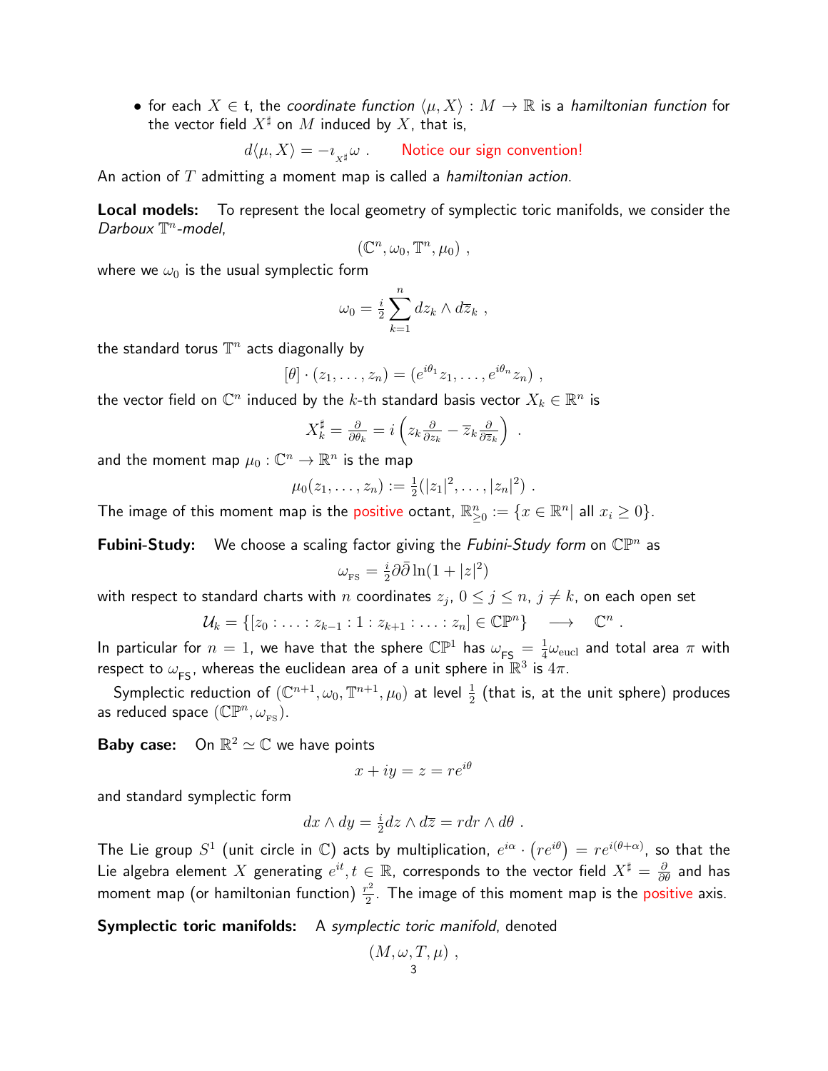- for each $X \in \mathfrak{t}$, the *coordinate function* $\langle \mu, X \rangle : M \to \mathbb{R}$ is a *hamiltonian function* for the vector field $X^\sharp$ on $M$ induced by $X$, that is,

$$d\langle \mu, X \rangle = -\imath_{X^\sharp} \omega \ . \qquad \text{Notice our sign convention!}$$

An action of $T$ admitting a moment map is called a *hamiltonian action*.

**Local models:** To represent the local geometry of symplectic toric manifolds, we consider the *Darboux* $\mathbb{T}^n$*-model*,

$$(\mathbb{C}^n, \omega_0, \mathbb{T}^n, \mu_0) \ ,$$

where we $\omega_0$ is the usual symplectic form

$$\omega_0 = \tfrac{i}{2} \sum_{k=1}^{n} dz_k \wedge d\bar{z}_k \ ,$$

the standard torus $\mathbb{T}^n$ acts diagonally by

$$[\theta] \cdot (z_1, \ldots, z_n) = (e^{i\theta_1} z_1, \ldots, e^{i\theta_n} z_n) \ ,$$

the vector field on $\mathbb{C}^n$ induced by the $k$-th standard basis vector $X_k \in \mathbb{R}^n$ is

$$X_k^\sharp = \tfrac{\partial}{\partial \theta_k} = i \left( z_k \tfrac{\partial}{\partial z_k} - \bar{z}_k \tfrac{\partial}{\partial \bar{z}_k} \right) \ .$$

and the moment map $\mu_0 : \mathbb{C}^n \to \mathbb{R}^n$ is the map

$$\mu_0(z_1, \ldots, z_n) := \tfrac{1}{2}(|z_1|^2, \ldots, |z_n|^2) \ .$$

The image of this moment map is the positive octant, $\mathbb{R}^n_{\geq 0} := \{x \in \mathbb{R}^n | \text{ all } x_i \geq 0\}$.

**Fubini-Study:** We choose a scaling factor giving the *Fubini-Study form* on $\mathbb{CP}^n$ as

$$\omega_{\text{FS}} = \tfrac{i}{2} \partial \bar{\partial} \ln(1 + |z|^2)$$

with respect to standard charts with $n$ coordinates $z_j$, $0 \leq j \leq n$, $j \neq k$, on each open set

$$\mathcal{U}_k = \{[z_0 : \ldots : z_{k-1} : 1 : z_{k+1} : \ldots : z_n] \in \mathbb{CP}^n\} \quad \longrightarrow \quad \mathbb{C}^n \ .$$

In particular for $n = 1$, we have that the sphere $\mathbb{CP}^1$ has $\omega_{\text{FS}} = \frac{1}{4}\omega_{\text{eucl}}$ and total area $\pi$ with respect to $\omega_{\text{FS}}$, whereas the euclidean area of a unit sphere in $\mathbb{R}^3$ is $4\pi$.

Symplectic reduction of $(\mathbb{C}^{n+1}, \omega_0, \mathbb{T}^{n+1}, \mu_0)$ at level $\frac{1}{2}$ (that is, at the unit sphere) produces as reduced space $(\mathbb{CP}^n, \omega_{\text{FS}})$.

**Baby case:** On $\mathbb{R}^2 \simeq \mathbb{C}$ we have points

$$x + iy = z = re^{i\theta}$$

and standard symplectic form

$$dx \wedge dy = \tfrac{i}{2} dz \wedge d\bar{z} = r dr \wedge d\theta \ .$$

The Lie group $S^1$ (unit circle in $\mathbb{C}$) acts by multiplication, $e^{i\alpha} \cdot \left(re^{i\theta}\right) = re^{i(\theta+\alpha)}$, so that the Lie algebra element $X$ generating $e^{it}, t \in \mathbb{R}$, corresponds to the vector field $X^\sharp = \frac{\partial}{\partial \theta}$ and has moment map (or hamiltonian function) $\frac{r^2}{2}$. The image of this moment map is the positive axis.

**Symplectic toric manifolds:** A *symplectic toric manifold*, denoted

$$(M, \omega, T, \mu) \ ,$$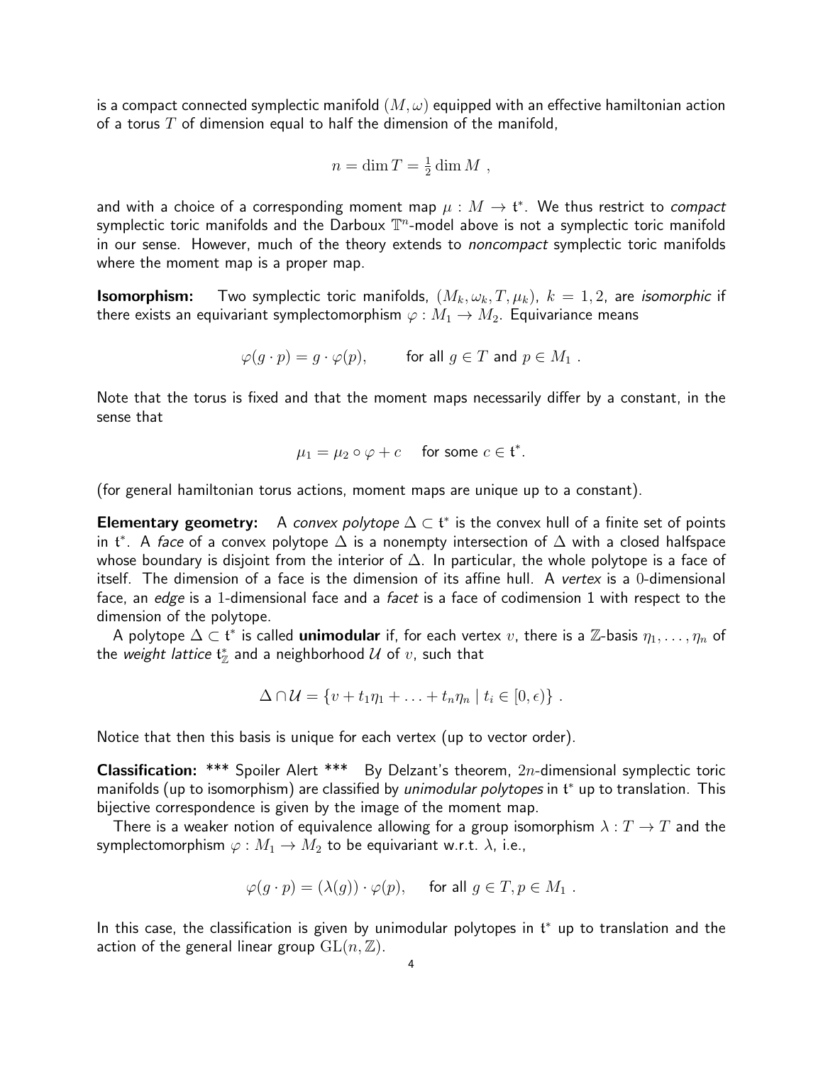is a compact connected symplectic manifold $(M, \omega)$ equipped with an effective hamiltonian action of a torus $T$ of dimension equal to half the dimension of the manifold,

$$n = \dim T = \tfrac{1}{2} \dim M \ ,$$

and with a choice of a corresponding moment map $\mu : M \to \mathfrak{t}^*$. We thus restrict to *compact* symplectic toric manifolds and the Darboux $\mathbb{T}^n$-model above is not a symplectic toric manifold in our sense. However, much of the theory extends to *noncompact* symplectic toric manifolds where the moment map is a proper map.

**Isomorphism:** Two symplectic toric manifolds, $(M_k, \omega_k, T, \mu_k)$, $k = 1, 2$, are *isomorphic* if there exists an equivariant symplectomorphism $\varphi : M_1 \to M_2$. Equivariance means

$$\varphi(g \cdot p) = g \cdot \varphi(p), \qquad \text{for all } g \in T \text{ and } p \in M_1 \ .$$

Note that the torus is fixed and that the moment maps necessarily differ by a constant, in the sense that

$$\mu_1 = \mu_2 \circ \varphi + c \quad \text{ for some } c \in \mathfrak{t}^*.$$

(for general hamiltonian torus actions, moment maps are unique up to a constant).

**Elementary geometry:** A *convex polytope* $\Delta \subset \mathfrak{t}^*$ is the convex hull of a finite set of points in $\mathfrak{t}^*$. A *face* of a convex polytope $\Delta$ is a nonempty intersection of $\Delta$ with a closed halfspace whose boundary is disjoint from the interior of $\Delta$. In particular, the whole polytope is a face of itself. The dimension of a face is the dimension of its affine hull. A *vertex* is a $0$-dimensional face, an *edge* is a $1$-dimensional face and a *facet* is a face of codimension $1$ with respect to the dimension of the polytope.

A polytope $\Delta \subset \mathfrak{t}^*$ is called **unimodular** if, for each vertex $v$, there is a $\mathbb{Z}$-basis $\eta_1, \ldots, \eta_n$ of the *weight lattice* $\mathfrak{t}^*_{\mathbb{Z}}$ and a neighborhood $\mathcal{U}$ of $v$, such that

$$\Delta \cap \mathcal{U} = \{ v + t_1 \eta_1 + \ldots + t_n \eta_n \mid t_i \in [0, \epsilon) \} \ .$$

Notice that then this basis is unique for each vertex (up to vector order).

**Classification:** *** Spoiler Alert *** By Delzant's theorem, $2n$-dimensional symplectic toric manifolds (up to isomorphism) are classified by *unimodular polytopes* in $\mathfrak{t}^*$ up to translation. This bijective correspondence is given by the image of the moment map.

There is a weaker notion of equivalence allowing for a group isomorphism $\lambda : T \to T$ and the symplectomorphism $\varphi : M_1 \to M_2$ to be equivariant w.r.t. $\lambda$, i.e.,

$$\varphi(g \cdot p) = (\lambda(g)) \cdot \varphi(p), \quad \text{ for all } g \in T, p \in M_1 \ .$$

In this case, the classification is given by unimodular polytopes in $\mathfrak{t}^*$ up to translation and the action of the general linear group $\mathrm{GL}(n, \mathbb{Z})$.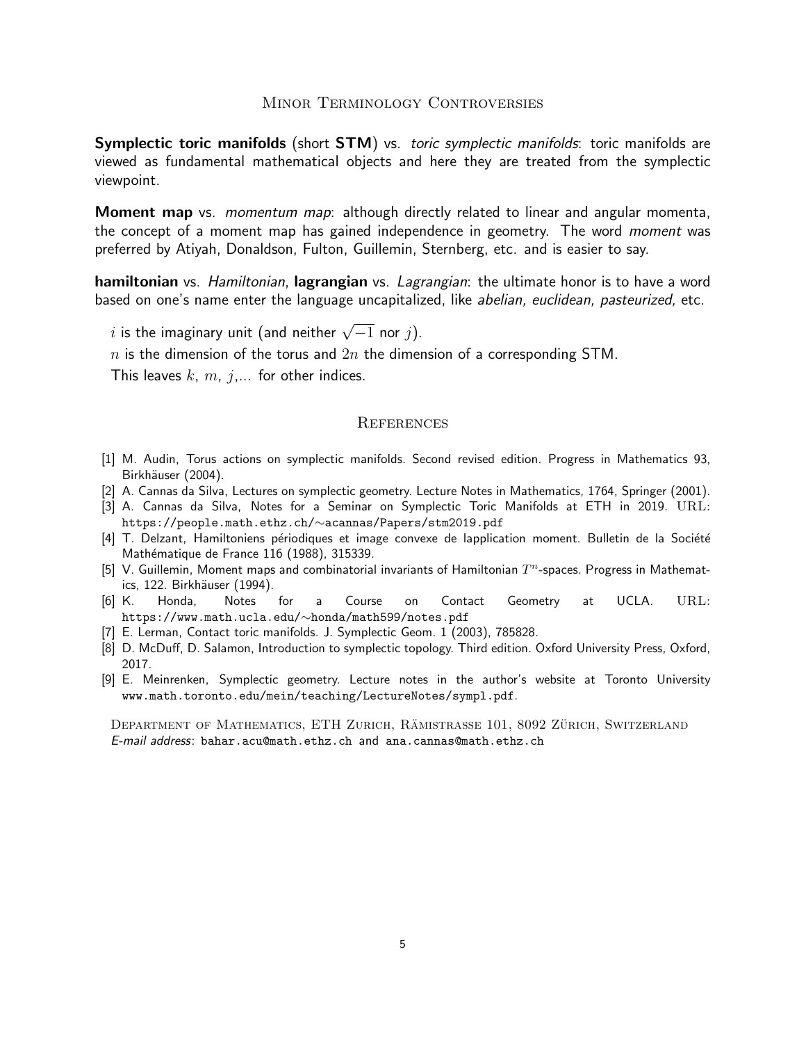## Minor Terminology Controversies

**Symplectic toric manifolds** (short **STM**) vs. *toric symplectic manifolds*: toric manifolds are viewed as fundamental mathematical objects and here they are treated from the symplectic viewpoint.

**Moment map** vs. *momentum map*: although directly related to linear and angular momenta, the concept of a moment map has gained independence in geometry. The word *moment* was preferred by Atiyah, Donaldson, Fulton, Guillemin, Sternberg, etc. and is easier to say.

**hamiltonian** vs. *Hamiltonian*, **lagrangian** vs. *Lagrangian*: the ultimate honor is to have a word based on one's name enter the language uncapitalized, like *abelian, euclidean, pasteurized,* etc.

$i$ is the imaginary unit (and neither $\sqrt{-1}$ nor $j$).

$n$ is the dimension of the torus and $2n$ the dimension of a corresponding STM.

This leaves $k$, $m$, $j$,... for other indices.

## References

[1] M. Audin, Torus actions on symplectic manifolds. Second revised edition. Progress in Mathematics 93, Birkhäuser (2004).

[2] A. Cannas da Silva, Lectures on symplectic geometry. Lecture Notes in Mathematics, 1764, Springer (2001).

[3] A. Cannas da Silva, Notes for a Seminar on Symplectic Toric Manifolds at ETH in 2019. URL: https://people.math.ethz.ch/∼acannas/Papers/stm2019.pdf

[4] T. Delzant, Hamiltoniens périodiques et image convexe de lapplication moment. Bulletin de la Société Mathématique de France 116 (1988), 315339.

[5] V. Guillemin, Moment maps and combinatorial invariants of Hamiltonian $T^n$-spaces. Progress in Mathematics, 122. Birkhäuser (1994).

[6] K. Honda, Notes for a Course on Contact Geometry at UCLA. URL: https://www.math.ucla.edu/∼honda/math599/notes.pdf

[7] E. Lerman, Contact toric manifolds. J. Symplectic Geom. 1 (2003), 785828.

[8] D. McDuff, D. Salamon, Introduction to symplectic topology. Third edition. Oxford University Press, Oxford, 2017.

[9] E. Meinrenken, Symplectic geometry. Lecture notes in the author's website at Toronto University www.math.toronto.edu/mein/teaching/LectureNotes/sympl.pdf.

Department of Mathematics, ETH Zurich, Rämistrasse 101, 8092 Zürich, Switzerland
*E-mail address*: bahar.acu@math.ethz.ch and ana.cannas@math.ethz.ch